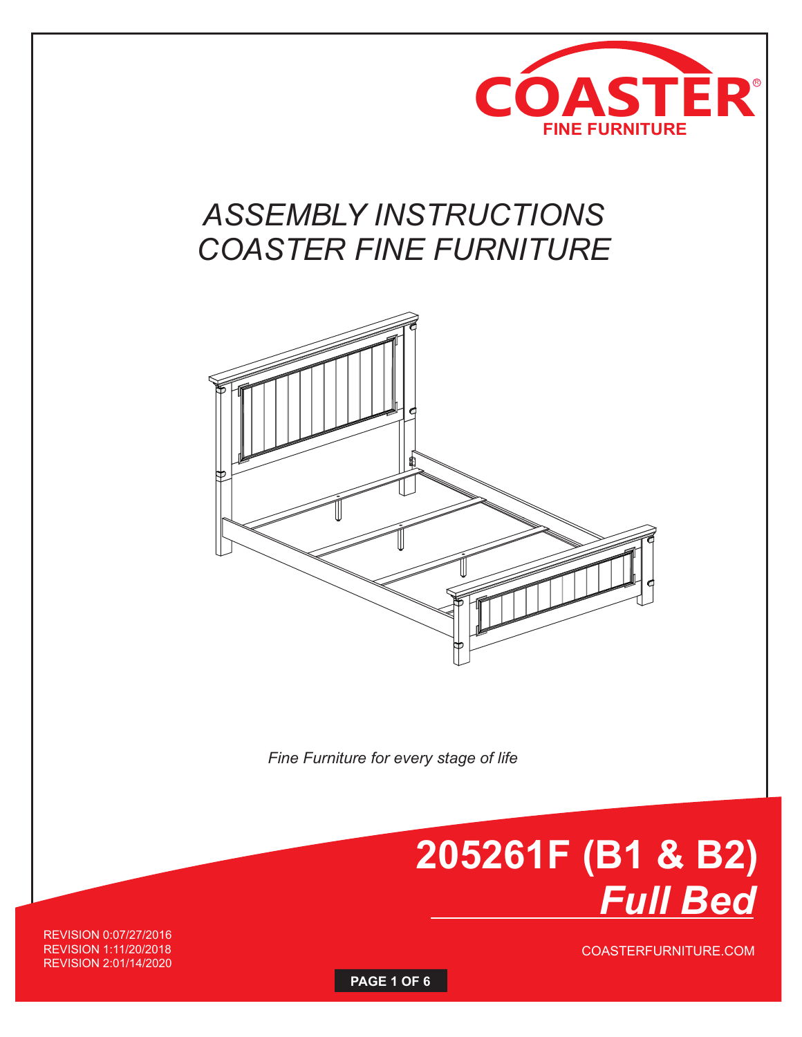COASTER®
FINE FURNITURE

# ASSEMBLY INSTRUCTIONS
# COASTER FINE FURNITURE

*Fine Furniture for every stage of life*

# 205261F (B1 & B2)
## *Full Bed*

REVISION 0:07/27/2016
REVISION 1:11/20/2018
REVISION 2:01/14/2020

COASTERFURNITURE.COM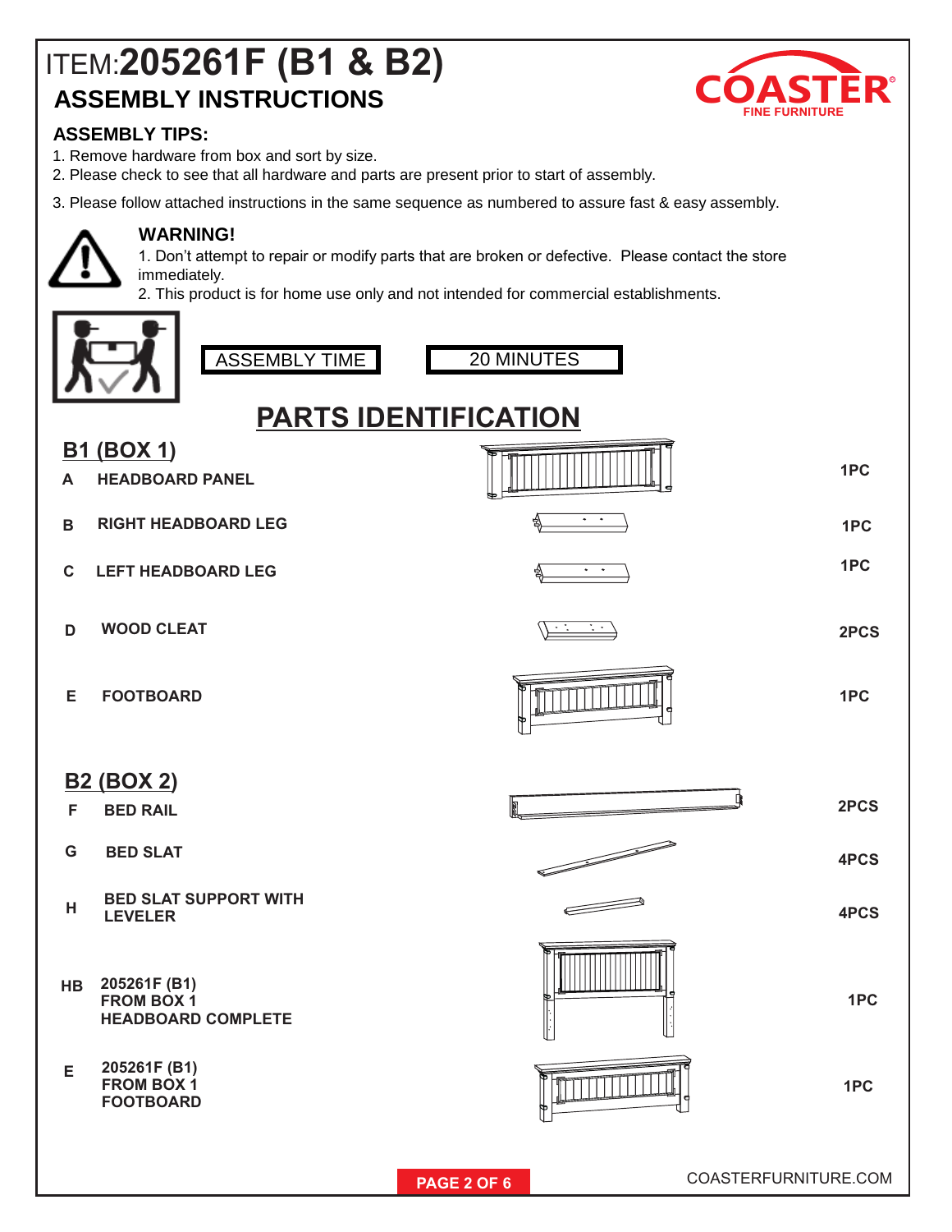# ITEM:205261F (B1 & B2)

## ASSEMBLY INSTRUCTIONS

COASTER FINE FURNITURE

### ASSEMBLY TIPS:

1. Remove hardware from box and sort by size.
2. Please check to see that all hardware and parts are present prior to start of assembly.
3. Please follow attached instructions in the same sequence as numbered to assure fast & easy assembly.

### WARNING!

1. Don't attempt to repair or modify parts that are broken or defective. Please contact the store immediately.
2. This product is for home use only and not intended for commercial establishments.

| ASSEMBLY TIME | 20 MINUTES |
|---|---|

## PARTS IDENTIFICATION

### B1 (BOX 1)

| | Part | Qty |
|---|---|---|
| A | HEADBOARD PANEL | 1PC |
| B | RIGHT HEADBOARD LEG | 1PC |
| C | LEFT HEADBOARD LEG | 1PC |
| D | WOOD CLEAT | 2PCS |
| E | FOOTBOARD | 1PC |

### B2 (BOX 2)

| | Part | Qty |
|---|---|---|
| F | BED RAIL | 2PCS |
| G | BED SLAT | 4PCS |
| H | BED SLAT SUPPORT WITH LEVELER | 4PCS |
| HB | 205261F (B1) FROM BOX 1 HEADBOARD COMPLETE | 1PC |
| E | 205261F (B1) FROM BOX 1 FOOTBOARD | 1PC |

COASTERFURNITURE.COM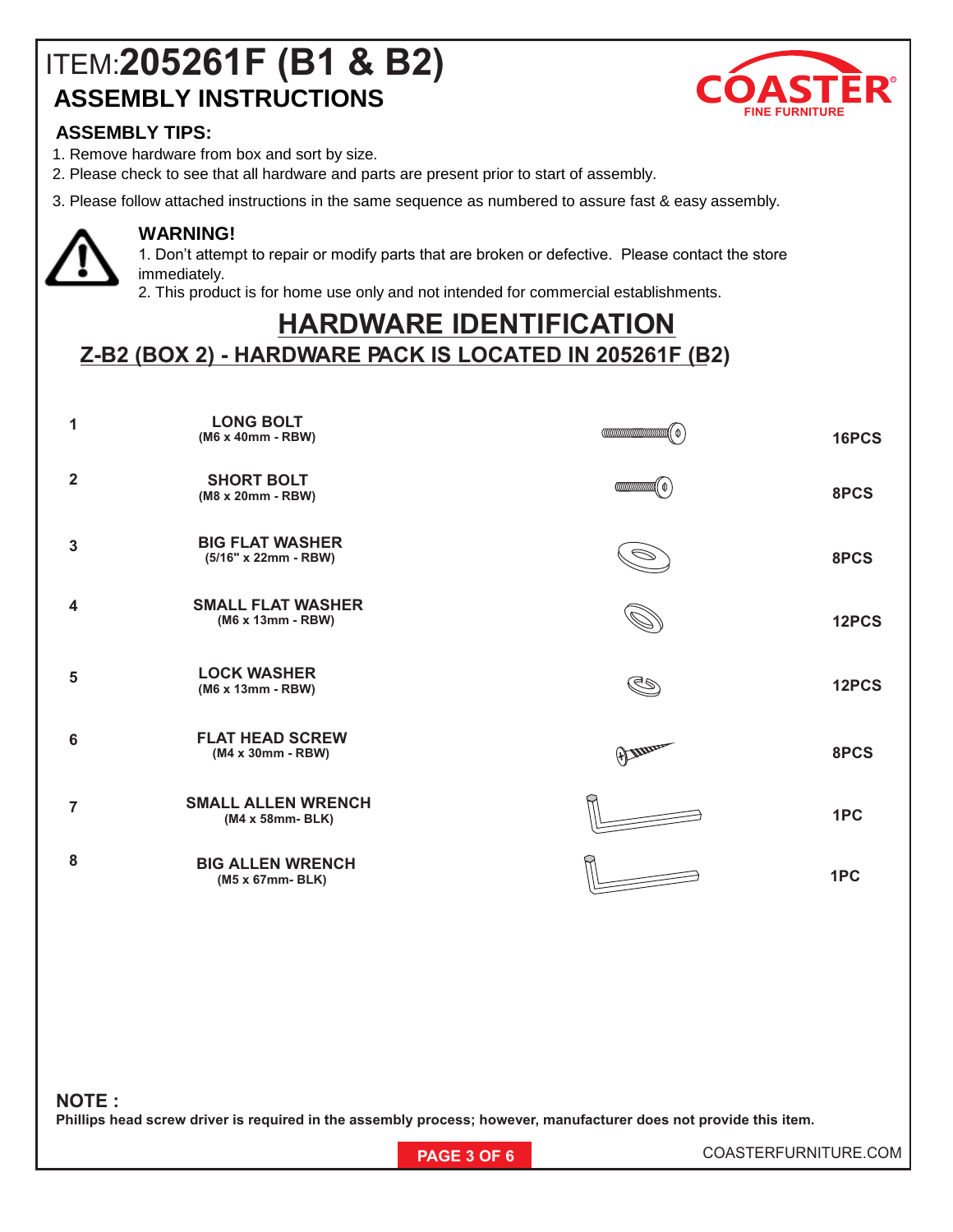# ITEM:205261F (B1 & B2)

## ASSEMBLY INSTRUCTIONS

COASTER FINE FURNITURE

### ASSEMBLY TIPS:

1. Remove hardware from box and sort by size.
2. Please check to see that all hardware and parts are present prior to start of assembly.
3. Please follow attached instructions in the same sequence as numbered to assure fast & easy assembly.

**WARNING!**

1. Don't attempt to repair or modify parts that are broken or defective. Please contact the store immediately.
2. This product is for home use only and not intended for commercial establishments.

## HARDWARE IDENTIFICATION

### Z-B2 (BOX 2) - HARDWARE PACK IS LOCATED IN 205261F (B2)

| | | |
|---|---|---|
| 1 | **LONG BOLT** (M6 x 40mm - RBW) | 16PCS |
| 2 | **SHORT BOLT** (M8 x 20mm - RBW) | 8PCS |
| 3 | **BIG FLAT WASHER** (5/16" x 22mm - RBW) | 8PCS |
| 4 | **SMALL FLAT WASHER** (M6 x 13mm - RBW) | 12PCS |
| 5 | **LOCK WASHER** (M6 x 13mm - RBW) | 12PCS |
| 6 | **FLAT HEAD SCREW** (M4 x 30mm - RBW) | 8PCS |
| 7 | **SMALL ALLEN WRENCH** (M4 x 58mm- BLK) | 1PC |
| 8 | **BIG ALLEN WRENCH** (M5 x 67mm- BLK) | 1PC |

**NOTE :**

**Phillips head screw driver is required in the assembly process; however, manufacturer does not provide this item.**

COASTERFURNITURE.COM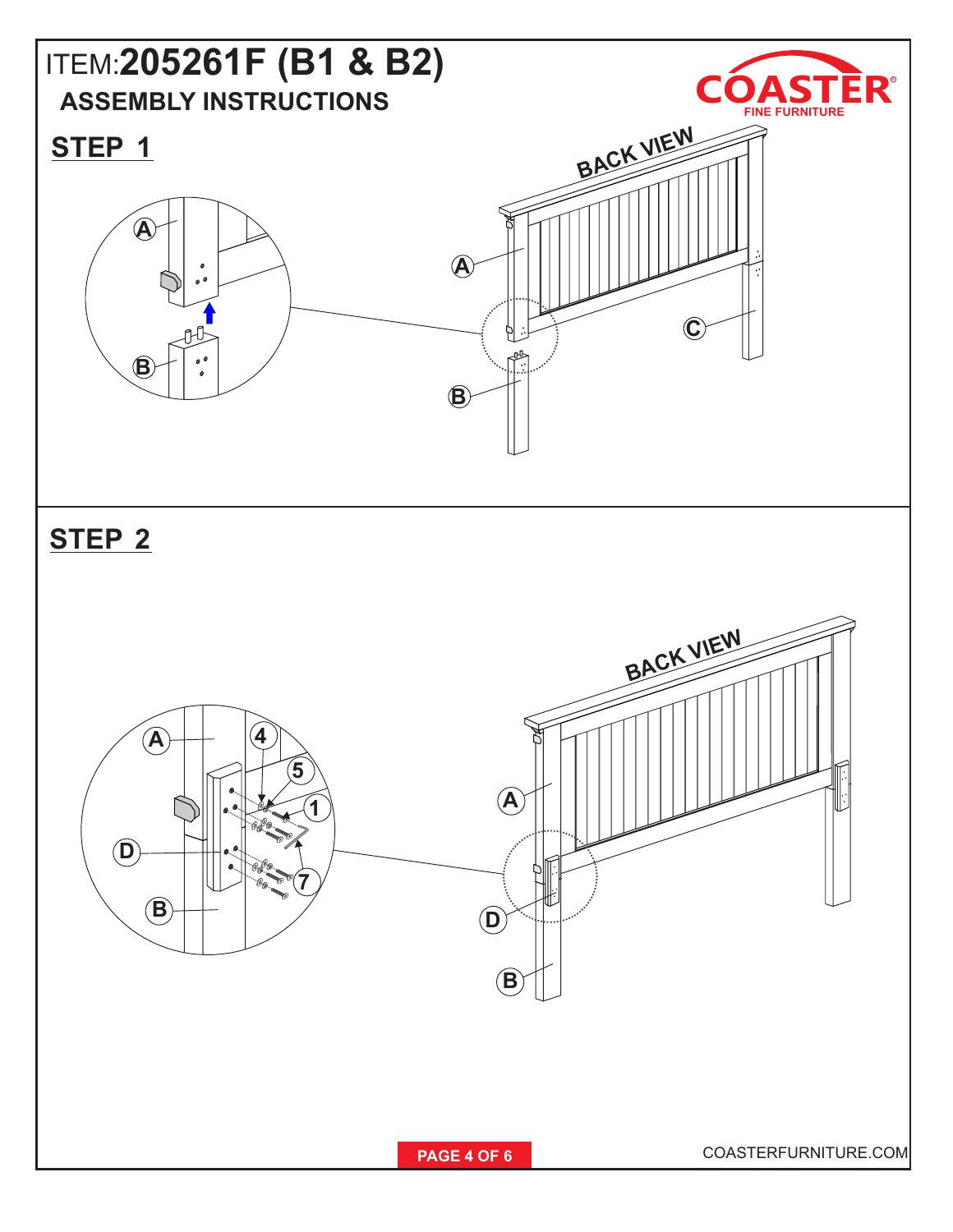# ITEM:205261F (B1 & B2)

## ASSEMBLY INSTRUCTIONS

## STEP 1

BACK VIEW

A

B

C

## STEP 2

BACK VIEW

A

B

D

4

5

1

7

COASTERFURNITURE.COM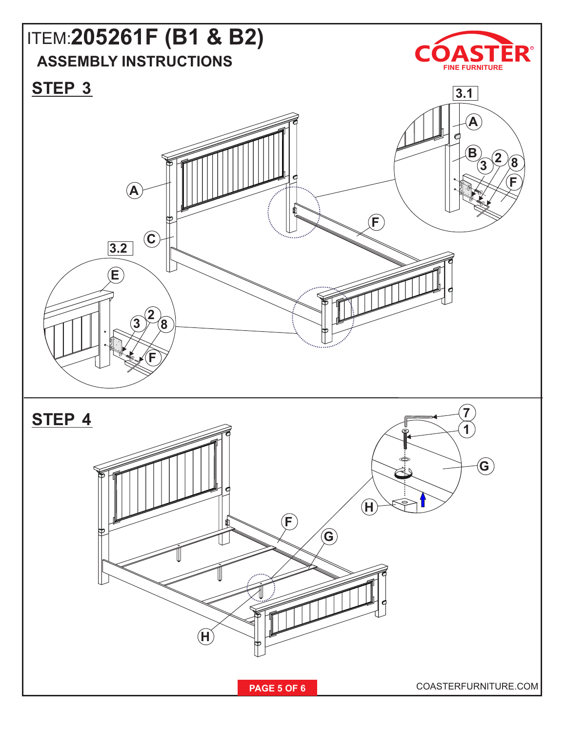# ITEM:205261F (B1 & B2)

## ASSEMBLY INSTRUCTIONS

COASTER
FINE FURNITURE

## STEP 3

3.1

A

B

3

2

8

F

A

F

C

3.2

E

3

2

8

F

## STEP 4

7

1

G

H

F

G

H

COASTERFURNITURE.COM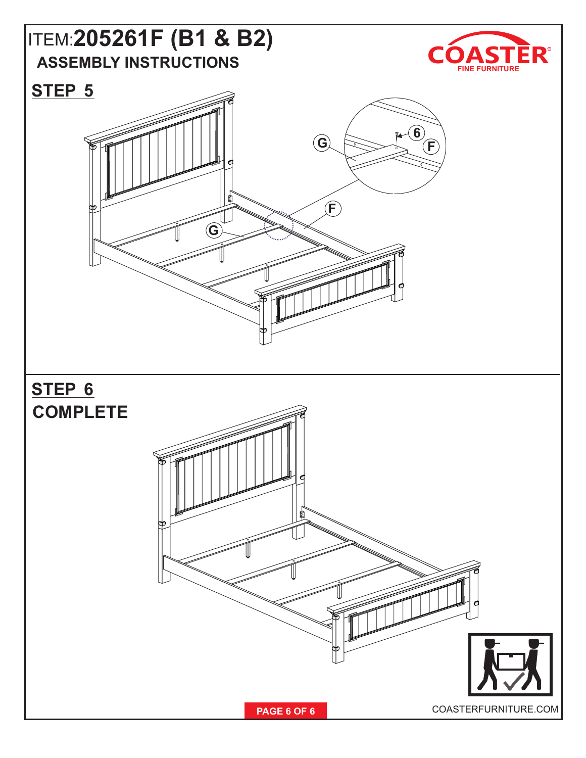# ITEM:205261F (B1 & B2)

## ASSEMBLY INSTRUCTIONS

COASTER FINE FURNITURE

## STEP 5

G

6

F

F

G

## STEP 6

## COMPLETE

COASTERFURNITURE.COM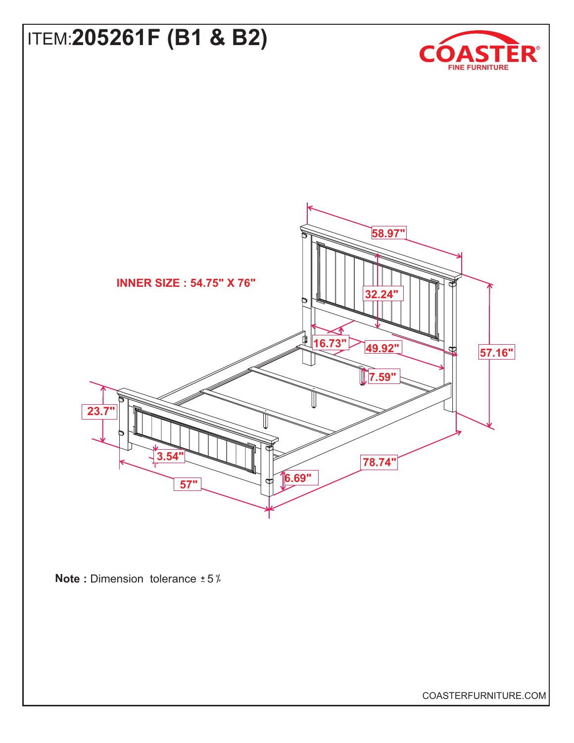# ITEM:205261F (B1 & B2)

COASTER FINE FURNITURE

INNER SIZE : 54.75" X 76"

58.97"

32.24"

16.73"

49.92"

57.16"

7.59"

23.7"

3.54"

57"

78.74"

6.69"

**Note :** Dimension tolerance ± 5 %

COASTERFURNITURE.COM